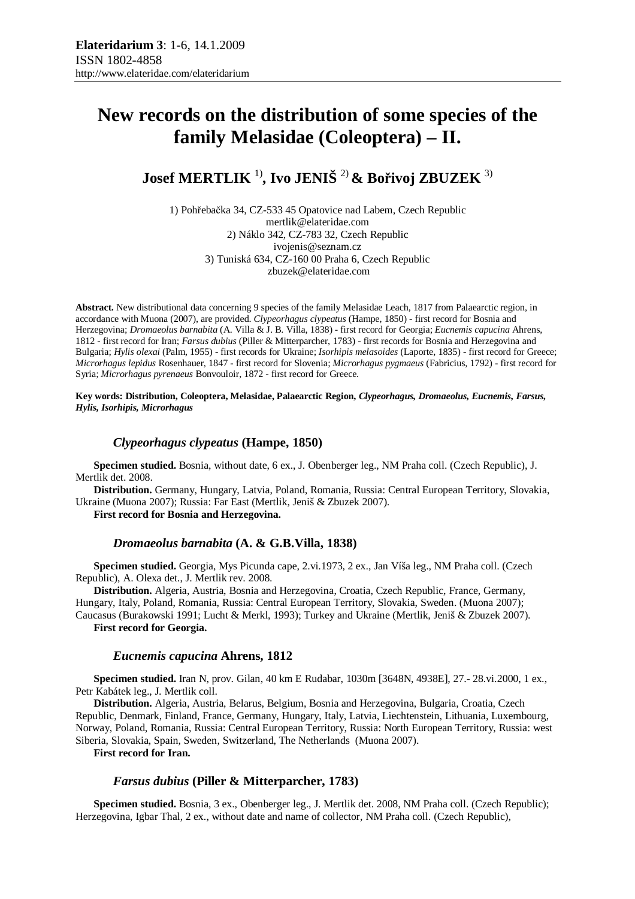# New records on the distribution of some species of the family Melasidae (Coleoptera) – II.

## Josef MERTLIK [1], Ivo JENIŠ [2] & Bořivoj ZBUZEK [3]

1) Pohřebačka 34, CZ-533 45 Opatovice nad Labem, Czech Republic
mertlik@elateridae.com
2) Náklo 342, CZ-783 32, Czech Republic
ivojenis@seznam.cz
3) Tuniská 634, CZ-160 00 Praha 6, Czech Republic
zbuzek@elateridae.com

**Abstract.** New distributional data concerning 9 species of the family Melasidae Leach, 1817 from Palaearctic region, in accordance with Muona (2007), are provided. *Clypeorhagus clypeatus* (Hampe, 1850) - first record for Bosnia and Herzegovina; *Dromaeolus barnabita* (A. Villa & J. B. Villa, 1838) - first record for Georgia; *Eucnemis capucina* Ahrens, 1812 - first record for Iran; *Farsus dubius* (Piller & Mitterparcher, 1783) - first records for Bosnia and Herzegovina and Bulgaria; *Hylis olexai* (Palm, 1955) - first records for Ukraine; *Isorhipis melasoides* (Laporte, 1835) - first record for Greece; *Microrhagus lepidus* Rosenhauer, 1847 - first record for Slovenia; *Microrhagus pygmaeus* (Fabricius, 1792) - first record for Syria; *Microrhagus pyrenaeus* Bonvouloir, 1872 - first record for Greece.

**Key words: Distribution, Coleoptera, Melasidae, Palaearctic Region, *Clypeorhagus, Dromaeolus, Eucnemis, Farsus, Hylis, Isorhipis, Microrhagus***

### *Clypeorhagus clypeatus* (Hampe, 1850)

**Specimen studied.** Bosnia, without date, 6 ex., J. Obenberger leg., NM Praha coll. (Czech Republic), J. Mertlik det. 2008.

**Distribution.** Germany, Hungary, Latvia, Poland, Romania, Russia: Central European Territory, Slovakia, Ukraine (Muona 2007); Russia: Far East (Mertlik, Jeniš & Zbuzek 2007).

**First record for Bosnia and Herzegovina.**

### *Dromaeolus barnabita* (A. & G.B.Villa, 1838)

**Specimen studied.** Georgia, Mys Picunda cape, 2.vi.1973, 2 ex., Jan Víša leg., NM Praha coll. (Czech Republic), A. Olexa det., J. Mertlik rev. 2008.

**Distribution.** Algeria, Austria, Bosnia and Herzegovina, Croatia, Czech Republic, France, Germany, Hungary, Italy, Poland, Romania, Russia: Central European Territory, Slovakia, Sweden. (Muona 2007); Caucasus (Burakowski 1991; Lucht & Merkl, 1993); Turkey and Ukraine (Mertlik, Jeniš & Zbuzek 2007).

**First record for Georgia.**

### *Eucnemis capucina* Ahrens, 1812

**Specimen studied.** Iran N, prov. Gilan, 40 km E Rudabar, 1030m [3648N, 4938E], 27.- 28.vi.2000, 1 ex., Petr Kabátek leg., J. Mertlik coll.

**Distribution.** Algeria, Austria, Belarus, Belgium, Bosnia and Herzegovina, Bulgaria, Croatia, Czech Republic, Denmark, Finland, France, Germany, Hungary, Italy, Latvia, Liechtenstein, Lithuania, Luxembourg, Norway, Poland, Romania, Russia: Central European Territory, Russia: North European Territory, Russia: west Siberia, Slovakia, Spain, Sweden, Switzerland, The Netherlands (Muona 2007).

**First record for Iran.**

### *Farsus dubius* (Piller & Mitterparcher, 1783)

**Specimen studied.** Bosnia, 3 ex., Obenberger leg., J. Mertlik det. 2008, NM Praha coll. (Czech Republic); Herzegovina, Igbar Thal, 2 ex., without date and name of collector, NM Praha coll. (Czech Republic),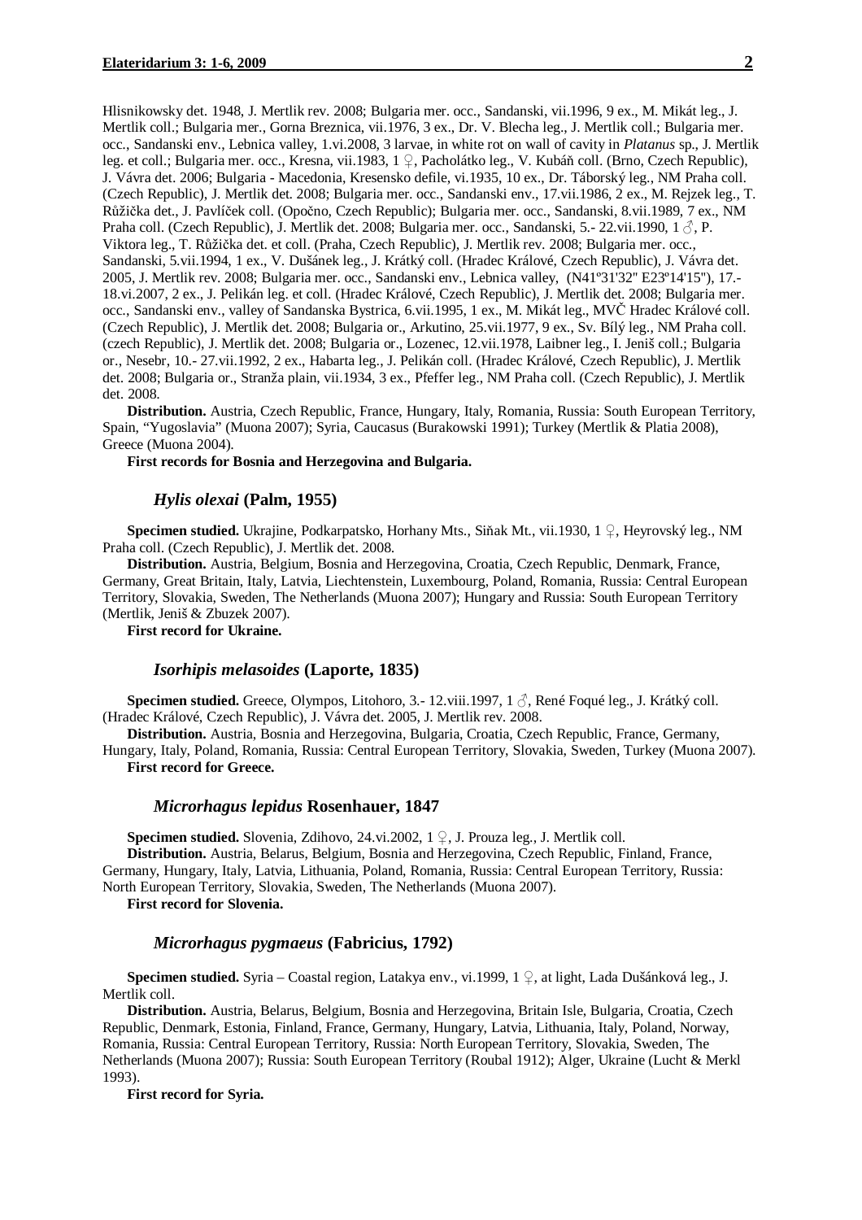Hlisnikowsky det. 1948, J. Mertlik rev. 2008; Bulgaria mer. occ., Sandanski, vii.1996, 9 ex., M. Mikát leg., J. Mertlik coll.; Bulgaria mer., Gorna Breznica, vii.1976, 3 ex., Dr. V. Blecha leg., J. Mertlik coll.; Bulgaria mer. occ., Sandanski env., Lebnica valley, 1.vi.2008, 3 larvae, in white rot on wall of cavity in *Platanus* sp., J. Mertlik leg. et coll.; Bulgaria mer. occ., Kresna, vii.1983, 1 ♀, Pacholátko leg., V. Kubáň coll. (Brno, Czech Republic), J. Vávra det. 2006; Bulgaria - Macedonia, Kresensko defile, vi.1935, 10 ex., Dr. Táborský leg., NM Praha coll. (Czech Republic), J. Mertlik det. 2008; Bulgaria mer. occ., Sandanski env., 17.vii.1986, 2 ex., M. Rejzek leg., T. Růžička det., J. Pavlíček coll. (Opočno, Czech Republic); Bulgaria mer. occ., Sandanski, 8.vii.1989, 7 ex., NM Praha coll. (Czech Republic), J. Mertlik det. 2008; Bulgaria mer. occ., Sandanski, 5.- 22.vii.1990, 1 ♂, P. Viktora leg., T. Růžička det. et coll. (Praha, Czech Republic), J. Mertlik rev. 2008; Bulgaria mer. occ., Sandanski, 5.vii.1994, 1 ex., V. Dušánek leg., J. Krátký coll. (Hradec Králové, Czech Republic), J. Vávra det. 2005, J. Mertlik rev. 2008; Bulgaria mer. occ., Sandanski env., Lebnica valley, (N41º31'32'' E23º14'15''), 17.-18.vi.2007, 2 ex., J. Pelikán leg. et coll. (Hradec Králové, Czech Republic), J. Mertlik det. 2008; Bulgaria mer. occ., Sandanski env., valley of Sandanska Bystrica, 6.vii.1995, 1 ex., M. Mikát leg., MVČ Hradec Králové coll. (Czech Republic), J. Mertlik det. 2008; Bulgaria or., Arkutino, 25.vii.1977, 9 ex., Sv. Bílý leg., NM Praha coll. (czech Republic), J. Mertlik det. 2008; Bulgaria or., Lozenec, 12.vii.1978, Laibner leg., I. Jeniš coll.; Bulgaria or., Nesebr, 10.- 27.vii.1992, 2 ex., Habarta leg., J. Pelikán coll. (Hradec Králové, Czech Republic), J. Mertlik det. 2008; Bulgaria or., Stranža plain, vii.1934, 3 ex., Pfeffer leg., NM Praha coll. (Czech Republic), J. Mertlik det. 2008.

**Distribution.** Austria, Czech Republic, France, Hungary, Italy, Romania, Russia: South European Territory, Spain, "Yugoslavia" (Muona 2007); Syria, Caucasus (Burakowski 1991); Turkey (Mertlik & Platia 2008), Greece (Muona 2004).

**First records for Bosnia and Herzegovina and Bulgaria.**

### *Hylis olexai* (Palm, 1955)

**Specimen studied.** Ukrajine, Podkarpatsko, Horhany Mts., Siňak Mt., vii.1930, 1 ♀, Heyrovský leg., NM Praha coll. (Czech Republic), J. Mertlik det. 2008.

**Distribution.** Austria, Belgium, Bosnia and Herzegovina, Croatia, Czech Republic, Denmark, France, Germany, Great Britain, Italy, Latvia, Liechtenstein, Luxembourg, Poland, Romania, Russia: Central European Territory, Slovakia, Sweden, The Netherlands (Muona 2007); Hungary and Russia: South European Territory (Mertlik, Jeniš & Zbuzek 2007).

**First record for Ukraine.**

### *Isorhipis melasoides* (Laporte, 1835)

**Specimen studied.** Greece, Olympos, Litohoro, 3.- 12.viii.1997, 1 ♂, René Foqué leg., J. Krátký coll. (Hradec Králové, Czech Republic), J. Vávra det. 2005, J. Mertlik rev. 2008.

**Distribution.** Austria, Bosnia and Herzegovina, Bulgaria, Croatia, Czech Republic, France, Germany, Hungary, Italy, Poland, Romania, Russia: Central European Territory, Slovakia, Sweden, Turkey (Muona 2007).

**First record for Greece.**

### *Microrhagus lepidus* Rosenhauer, 1847

**Specimen studied.** Slovenia, Zdihovo, 24.vi.2002, 1 ♀, J. Prouza leg., J. Mertlik coll.

**Distribution.** Austria, Belarus, Belgium, Bosnia and Herzegovina, Czech Republic, Finland, France, Germany, Hungary, Italy, Latvia, Lithuania, Poland, Romania, Russia: Central European Territory, Russia: North European Territory, Slovakia, Sweden, The Netherlands (Muona 2007).

**First record for Slovenia.**

### *Microrhagus pygmaeus* (Fabricius, 1792)

**Specimen studied.** Syria – Coastal region, Latakya env., vi.1999, 1 ♀, at light, Lada Dušánková leg., J. Mertlik coll.

**Distribution.** Austria, Belarus, Belgium, Bosnia and Herzegovina, Britain Isle, Bulgaria, Croatia, Czech Republic, Denmark, Estonia, Finland, France, Germany, Hungary, Latvia, Lithuania, Italy, Poland, Norway, Romania, Russia: Central European Territory, Russia: North European Territory, Slovakia, Sweden, The Netherlands (Muona 2007); Russia: South European Territory (Roubal 1912); Alger, Ukraine (Lucht & Merkl 1993).

**First record for Syria.**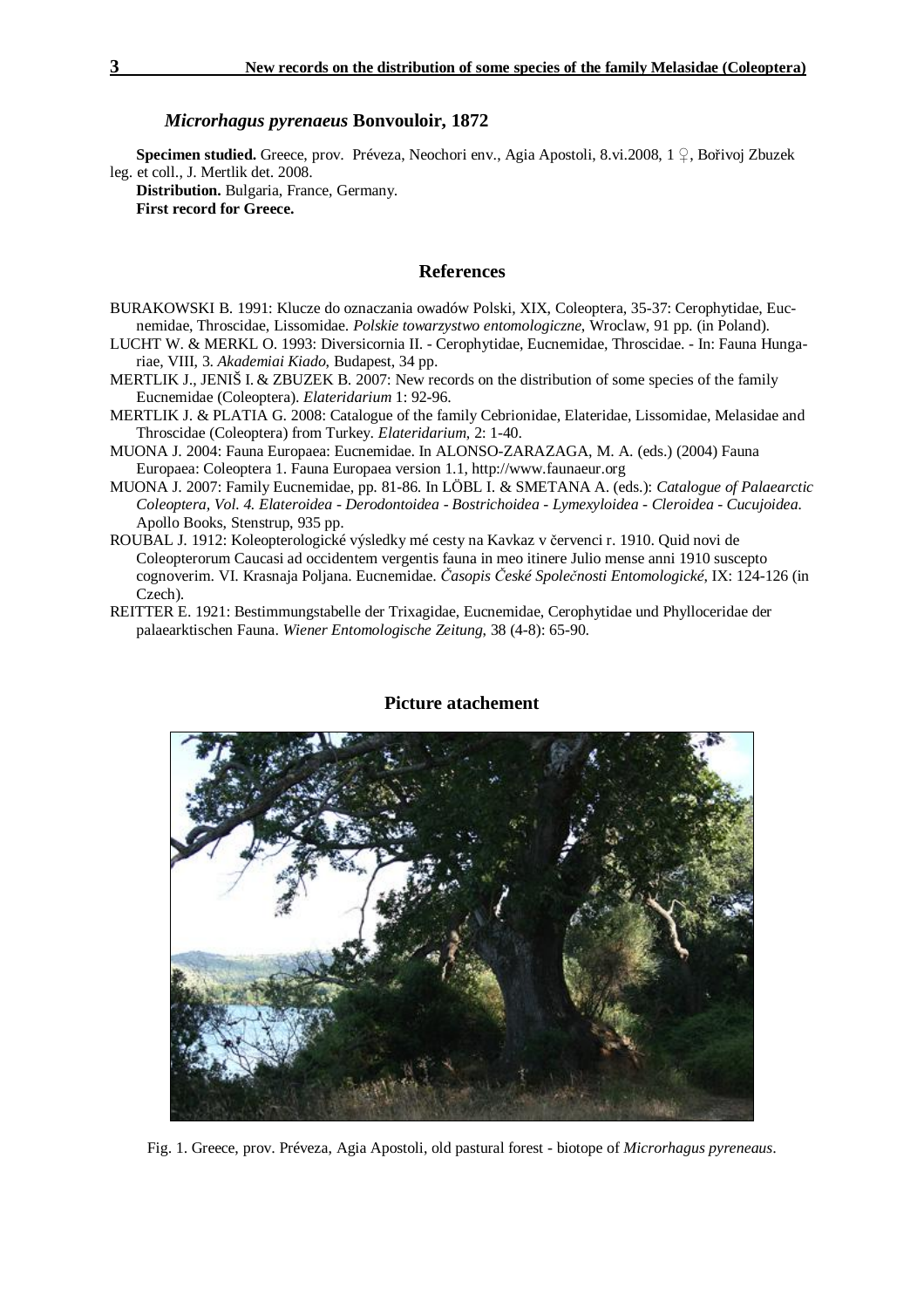### *Microrhagus pyrenaeus* Bonvouloir, 1872

**Specimen studied.** Greece, prov. Préveza, Neochori env., Agia Apostoli, 8.vi.2008, 1 ♀, Bořivoj Zbuzek leg. et coll., J. Mertlik det. 2008.

**Distribution.** Bulgaria, France, Germany.

**First record for Greece.**

## References

BURAKOWSKI B. 1991: Klucze do oznaczania owadów Polski, XIX, Coleoptera, 35-37: Cerophytidae, Eucnemidae, Throscidae, Lissomidae. *Polskie towarzystwo entomologiczne*, Wroclaw, 91 pp. (in Poland).

LUCHT W. & MERKL O. 1993: Diversicornia II. - Cerophytidae, Eucnemidae, Throscidae. - In: Fauna Hungariae, VIII, 3. *Akademiai Kiado*, Budapest, 34 pp.

MERTLIK J., JENIŠ I. & ZBUZEK B. 2007: New records on the distribution of some species of the family Eucnemidae (Coleoptera). *Elateridarium* 1: 92-96.

MERTLIK J. & PLATIA G. 2008: Catalogue of the family Cebrionidae, Elateridae, Lissomidae, Melasidae and Throscidae (Coleoptera) from Turkey. *Elateridarium*, 2: 1-40.

MUONA J. 2004: Fauna Europaea: Eucnemidae. In ALONSO-ZARAZAGA, M. A. (eds.) (2004) Fauna Europaea: Coleoptera 1. Fauna Europaea version 1.1, http://www.faunaeur.org

MUONA J. 2007: Family Eucnemidae, pp. 81-86. In LÖBL I. & SMETANA A. (eds.): *Catalogue of Palaearctic Coleoptera, Vol. 4. Elateroidea - Derodontoidea - Bostrichoidea - Lymexyloidea - Cleroidea - Cucujoidea.* Apollo Books, Stenstrup, 935 pp.

ROUBAL J. 1912: Koleopterologické výsledky mé cesty na Kavkaz v červenci r. 1910. Quid novi de Coleopterorum Caucasi ad occidentem vergentis fauna in meo itinere Julio mense anni 1910 suscepto cognoverim. VI. Krasnaja Poljana. Eucnemidae. *Časopis České Společnosti Entomologické*, IX: 124-126 (in Czech).

REITTER E. 1921: Bestimmungstabelle der Trixagidae, Eucnemidae, Cerophytidae und Phylloceridae der palaearktischen Fauna. *Wiener Entomologische Zeitung*, 38 (4-8): 65-90.

## Picture atachement

Fig. 1. Greece, prov. Préveza, Agia Apostoli, old pastural forest - biotope of *Microrhagus pyreneaus*.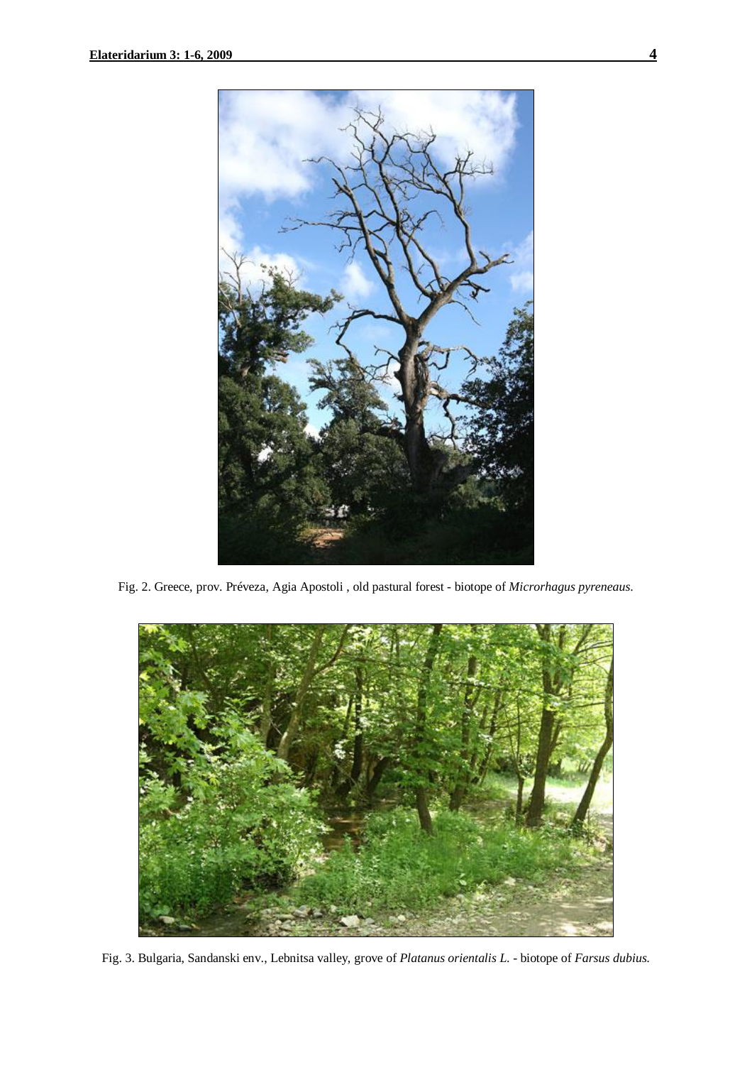Fig. 2. Greece, prov. Préveza, Agia Apostoli , old pastural forest - biotope of *Microrhagus pyreneaus*.

Fig. 3. Bulgaria, Sandanski env., Lebnitsa valley, grove of *Platanus orientalis L.* - biotope of *Farsus dubius*.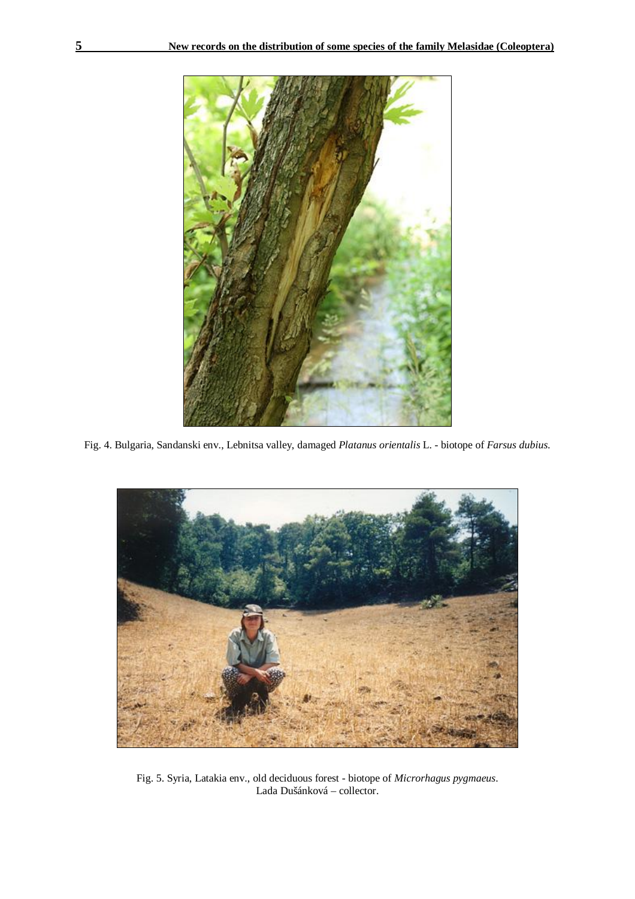Fig. 4. Bulgaria, Sandanski env., Lebnitsa valley, damaged *Platanus orientalis* L. - biotope of *Farsus dubius.*

Fig. 5. Syria, Latakia env., old deciduous forest - biotope of *Microrhagus pygmaeus*. Lada Dušánková – collector.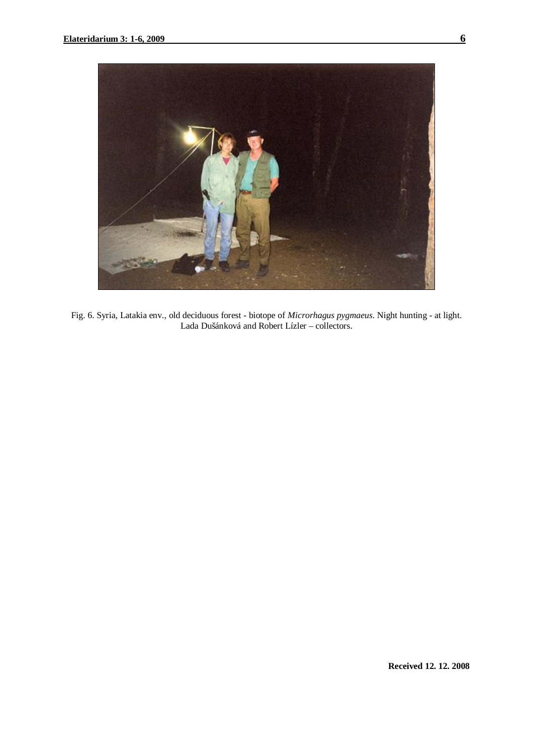Fig. 6. Syria, Latakia env., old deciduous forest - biotope of *Microrhagus pygmaeus*. Night hunting - at light. Lada Dušánková and Robert Lízler – collectors.

**Received 12. 12. 2008**